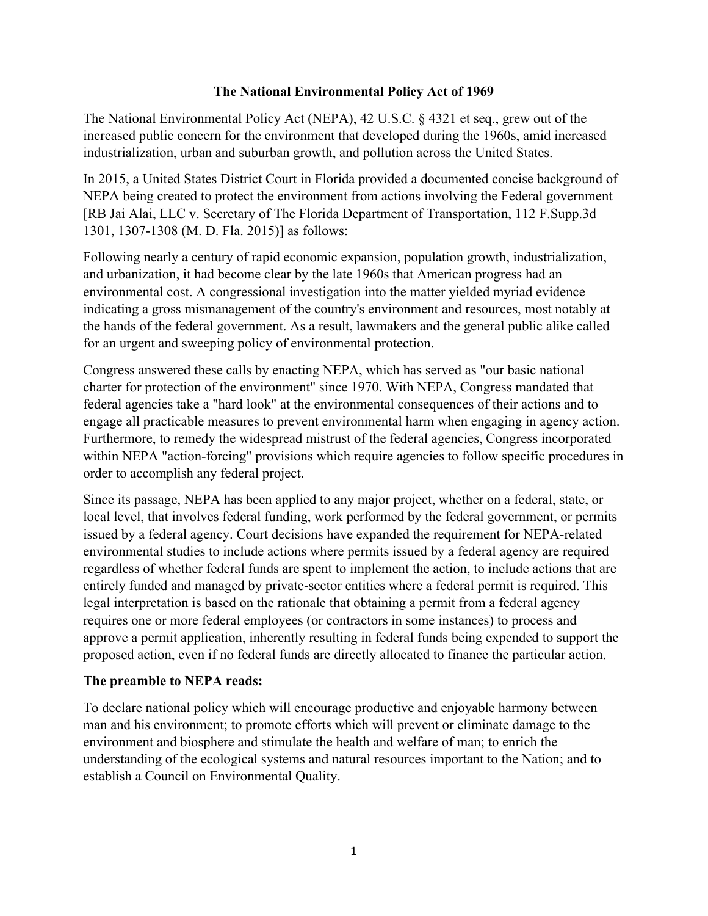# The National Environmental Policy Act of 1969

The National Environmental Policy Act (NEPA), 42 U.S.C. § 4321 et seq., grew out of the increased public concern for the environment that developed during the 1960s, amid increased industrialization, urban and suburban growth, and pollution across the United States.

In 2015, a United States District Court in Florida provided a documented concise background of NEPA being created to protect the environment from actions involving the Federal government [RB Jai Alai, LLC v. Secretary of The Florida Department of Transportation, 112 F.Supp.3d 1301, 1307-1308 (M. D. Fla. 2015)] as follows:

Following nearly a century of rapid economic expansion, population growth, industrialization, and urbanization, it had become clear by the late 1960s that American progress had an environmental cost. A congressional investigation into the matter yielded myriad evidence indicating a gross mismanagement of the country's environment and resources, most notably at the hands of the federal government. As a result, lawmakers and the general public alike called for an urgent and sweeping policy of environmental protection.

Congress answered these calls by enacting NEPA, which has served as "our basic national charter for protection of the environment" since 1970. With NEPA, Congress mandated that federal agencies take a "hard look" at the environmental consequences of their actions and to engage all practicable measures to prevent environmental harm when engaging in agency action. Furthermore, to remedy the widespread mistrust of the federal agencies, Congress incorporated within NEPA "action-forcing" provisions which require agencies to follow specific procedures in order to accomplish any federal project.

Since its passage, NEPA has been applied to any major project, whether on a federal, state, or local level, that involves federal funding, work performed by the federal government, or permits issued by a federal agency. Court decisions have expanded the requirement for NEPA-related environmental studies to include actions where permits issued by a federal agency are required regardless of whether federal funds are spent to implement the action, to include actions that are entirely funded and managed by private-sector entities where a federal permit is required. This legal interpretation is based on the rationale that obtaining a permit from a federal agency requires one or more federal employees (or contractors in some instances) to process and approve a permit application, inherently resulting in federal funds being expended to support the proposed action, even if no federal funds are directly allocated to finance the particular action.

**The preamble to NEPA reads:**

To declare national policy which will encourage productive and enjoyable harmony between man and his environment; to promote efforts which will prevent or eliminate damage to the environment and biosphere and stimulate the health and welfare of man; to enrich the understanding of the ecological systems and natural resources important to the Nation; and to establish a Council on Environmental Quality.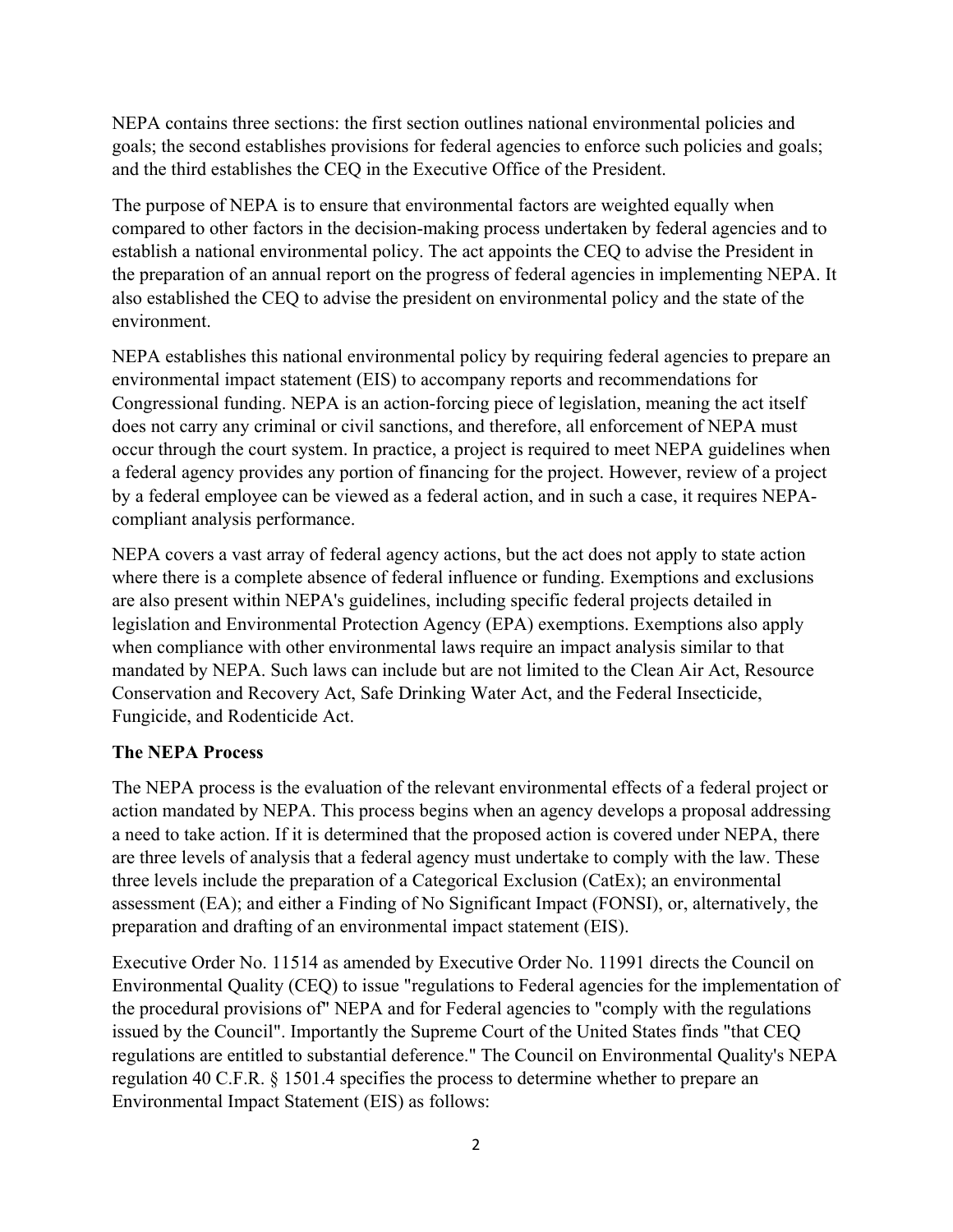NEPA contains three sections: the first section outlines national environmental policies and goals; the second establishes provisions for federal agencies to enforce such policies and goals; and the third establishes the CEQ in the Executive Office of the President.

The purpose of NEPA is to ensure that environmental factors are weighted equally when compared to other factors in the decision-making process undertaken by federal agencies and to establish a national environmental policy. The act appoints the CEQ to advise the President in the preparation of an annual report on the progress of federal agencies in implementing NEPA. It also established the CEQ to advise the president on environmental policy and the state of the environment.

NEPA establishes this national environmental policy by requiring federal agencies to prepare an environmental impact statement (EIS) to accompany reports and recommendations for Congressional funding. NEPA is an action-forcing piece of legislation, meaning the act itself does not carry any criminal or civil sanctions, and therefore, all enforcement of NEPA must occur through the court system. In practice, a project is required to meet NEPA guidelines when a federal agency provides any portion of financing for the project. However, review of a project by a federal employee can be viewed as a federal action, and in such a case, it requires NEPA-compliant analysis performance.

NEPA covers a vast array of federal agency actions, but the act does not apply to state action where there is a complete absence of federal influence or funding. Exemptions and exclusions are also present within NEPA's guidelines, including specific federal projects detailed in legislation and Environmental Protection Agency (EPA) exemptions. Exemptions also apply when compliance with other environmental laws require an impact analysis similar to that mandated by NEPA. Such laws can include but are not limited to the Clean Air Act, Resource Conservation and Recovery Act, Safe Drinking Water Act, and the Federal Insecticide, Fungicide, and Rodenticide Act.

**The NEPA Process**

The NEPA process is the evaluation of the relevant environmental effects of a federal project or action mandated by NEPA. This process begins when an agency develops a proposal addressing a need to take action. If it is determined that the proposed action is covered under NEPA, there are three levels of analysis that a federal agency must undertake to comply with the law. These three levels include the preparation of a Categorical Exclusion (CatEx); an environmental assessment (EA); and either a Finding of No Significant Impact (FONSI), or, alternatively, the preparation and drafting of an environmental impact statement (EIS).

Executive Order No. 11514 as amended by Executive Order No. 11991 directs the Council on Environmental Quality (CEQ) to issue "regulations to Federal agencies for the implementation of the procedural provisions of" NEPA and for Federal agencies to "comply with the regulations issued by the Council". Importantly the Supreme Court of the United States finds "that CEQ regulations are entitled to substantial deference." The Council on Environmental Quality's NEPA regulation 40 C.F.R. § 1501.4 specifies the process to determine whether to prepare an Environmental Impact Statement (EIS) as follows: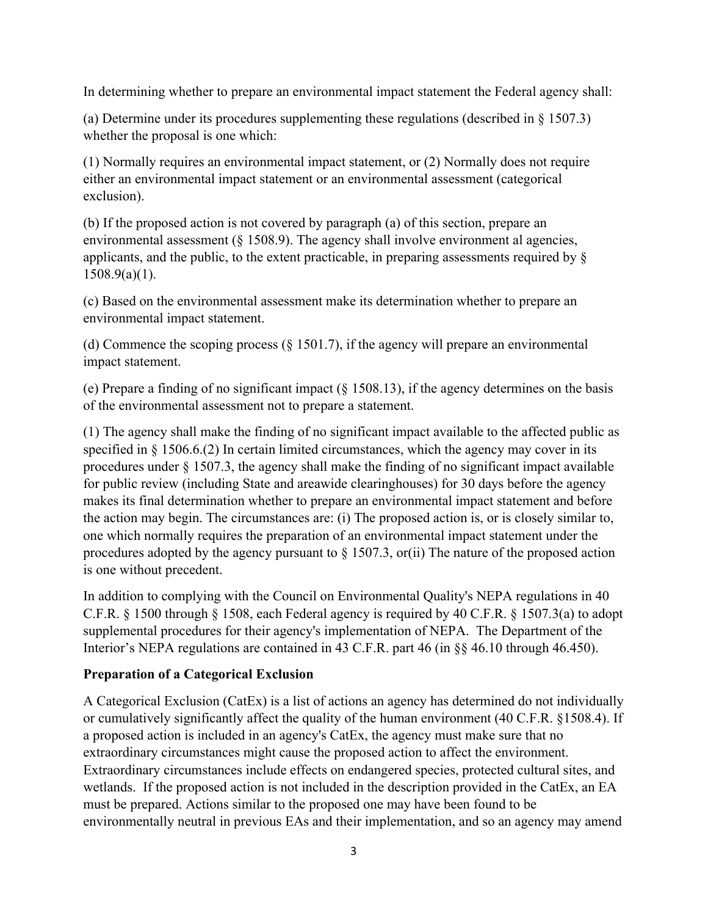In determining whether to prepare an environmental impact statement the Federal agency shall:

(a) Determine under its procedures supplementing these regulations (described in § 1507.3) whether the proposal is one which:

(1) Normally requires an environmental impact statement, or (2) Normally does not require either an environmental impact statement or an environmental assessment (categorical exclusion).

(b) If the proposed action is not covered by paragraph (a) of this section, prepare an environmental assessment (§ 1508.9). The agency shall involve environment al agencies, applicants, and the public, to the extent practicable, in preparing assessments required by § 1508.9(a)(1).

(c) Based on the environmental assessment make its determination whether to prepare an environmental impact statement.

(d) Commence the scoping process (§ 1501.7), if the agency will prepare an environmental impact statement.

(e) Prepare a finding of no significant impact (§ 1508.13), if the agency determines on the basis of the environmental assessment not to prepare a statement.

(1) The agency shall make the finding of no significant impact available to the affected public as specified in § 1506.6.(2) In certain limited circumstances, which the agency may cover in its procedures under § 1507.3, the agency shall make the finding of no significant impact available for public review (including State and areawide clearinghouses) for 30 days before the agency makes its final determination whether to prepare an environmental impact statement and before the action may begin. The circumstances are: (i) The proposed action is, or is closely similar to, one which normally requires the preparation of an environmental impact statement under the procedures adopted by the agency pursuant to § 1507.3, or(ii) The nature of the proposed action is one without precedent.

In addition to complying with the Council on Environmental Quality's NEPA regulations in 40 C.F.R. § 1500 through § 1508, each Federal agency is required by 40 C.F.R. § 1507.3(a) to adopt supplemental procedures for their agency's implementation of NEPA. The Department of the Interior's NEPA regulations are contained in 43 C.F.R. part 46 (in §§ 46.10 through 46.450).

**Preparation of a Categorical Exclusion**

A Categorical Exclusion (CatEx) is a list of actions an agency has determined do not individually or cumulatively significantly affect the quality of the human environment (40 C.F.R. §1508.4). If a proposed action is included in an agency's CatEx, the agency must make sure that no extraordinary circumstances might cause the proposed action to affect the environment. Extraordinary circumstances include effects on endangered species, protected cultural sites, and wetlands. If the proposed action is not included in the description provided in the CatEx, an EA must be prepared. Actions similar to the proposed one may have been found to be environmentally neutral in previous EAs and their implementation, and so an agency may amend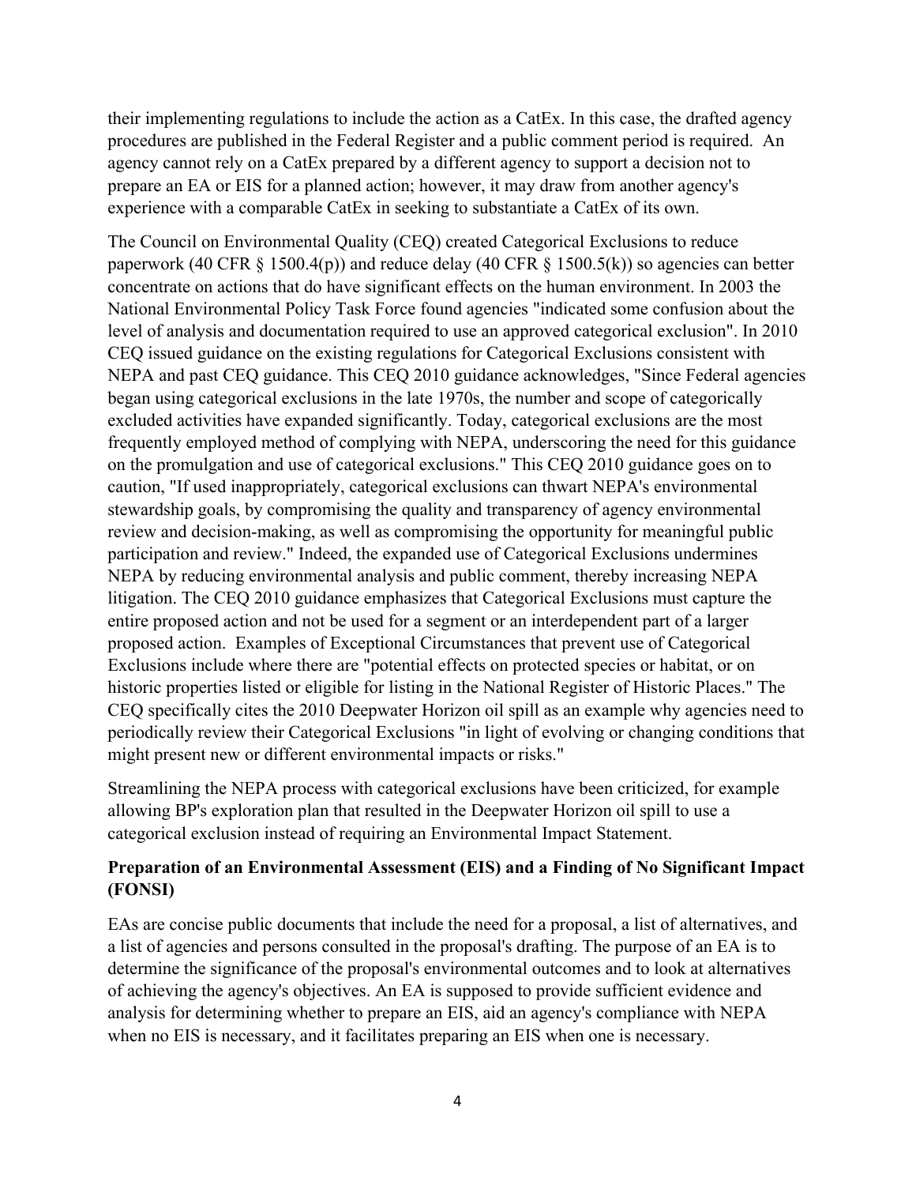their implementing regulations to include the action as a CatEx. In this case, the drafted agency procedures are published in the Federal Register and a public comment period is required. An agency cannot rely on a CatEx prepared by a different agency to support a decision not to prepare an EA or EIS for a planned action; however, it may draw from another agency's experience with a comparable CatEx in seeking to substantiate a CatEx of its own.

The Council on Environmental Quality (CEQ) created Categorical Exclusions to reduce paperwork (40 CFR § 1500.4(p)) and reduce delay (40 CFR § 1500.5(k)) so agencies can better concentrate on actions that do have significant effects on the human environment. In 2003 the National Environmental Policy Task Force found agencies "indicated some confusion about the level of analysis and documentation required to use an approved categorical exclusion". In 2010 CEQ issued guidance on the existing regulations for Categorical Exclusions consistent with NEPA and past CEQ guidance. This CEQ 2010 guidance acknowledges, "Since Federal agencies began using categorical exclusions in the late 1970s, the number and scope of categorically excluded activities have expanded significantly. Today, categorical exclusions are the most frequently employed method of complying with NEPA, underscoring the need for this guidance on the promulgation and use of categorical exclusions." This CEQ 2010 guidance goes on to caution, "If used inappropriately, categorical exclusions can thwart NEPA's environmental stewardship goals, by compromising the quality and transparency of agency environmental review and decision-making, as well as compromising the opportunity for meaningful public participation and review." Indeed, the expanded use of Categorical Exclusions undermines NEPA by reducing environmental analysis and public comment, thereby increasing NEPA litigation. The CEQ 2010 guidance emphasizes that Categorical Exclusions must capture the entire proposed action and not be used for a segment or an interdependent part of a larger proposed action. Examples of Exceptional Circumstances that prevent use of Categorical Exclusions include where there are "potential effects on protected species or habitat, or on historic properties listed or eligible for listing in the National Register of Historic Places." The CEQ specifically cites the 2010 Deepwater Horizon oil spill as an example why agencies need to periodically review their Categorical Exclusions "in light of evolving or changing conditions that might present new or different environmental impacts or risks."

Streamlining the NEPA process with categorical exclusions have been criticized, for example allowing BP's exploration plan that resulted in the Deepwater Horizon oil spill to use a categorical exclusion instead of requiring an Environmental Impact Statement.

### Preparation of an Environmental Assessment (EIS) and a Finding of No Significant Impact (FONSI)

EAs are concise public documents that include the need for a proposal, a list of alternatives, and a list of agencies and persons consulted in the proposal's drafting. The purpose of an EA is to determine the significance of the proposal's environmental outcomes and to look at alternatives of achieving the agency's objectives. An EA is supposed to provide sufficient evidence and analysis for determining whether to prepare an EIS, aid an agency's compliance with NEPA when no EIS is necessary, and it facilitates preparing an EIS when one is necessary.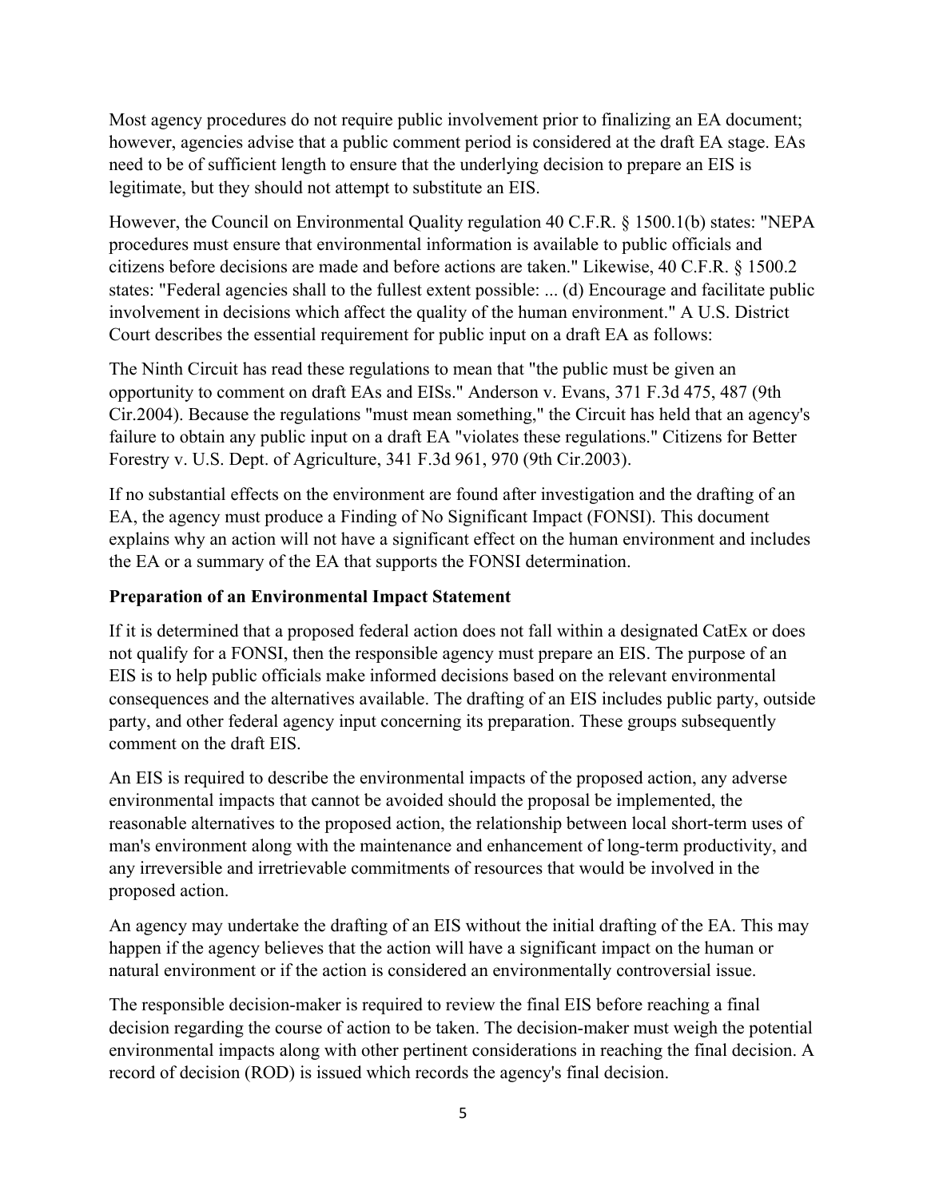Most agency procedures do not require public involvement prior to finalizing an EA document; however, agencies advise that a public comment period is considered at the draft EA stage. EAs need to be of sufficient length to ensure that the underlying decision to prepare an EIS is legitimate, but they should not attempt to substitute an EIS.

However, the Council on Environmental Quality regulation 40 C.F.R. § 1500.1(b) states: "NEPA procedures must ensure that environmental information is available to public officials and citizens before decisions are made and before actions are taken." Likewise, 40 C.F.R. § 1500.2 states: "Federal agencies shall to the fullest extent possible: ... (d) Encourage and facilitate public involvement in decisions which affect the quality of the human environment." A U.S. District Court describes the essential requirement for public input on a draft EA as follows:

The Ninth Circuit has read these regulations to mean that "the public must be given an opportunity to comment on draft EAs and EISs." Anderson v. Evans, 371 F.3d 475, 487 (9th Cir.2004). Because the regulations "must mean something," the Circuit has held that an agency's failure to obtain any public input on a draft EA "violates these regulations." Citizens for Better Forestry v. U.S. Dept. of Agriculture, 341 F.3d 961, 970 (9th Cir.2003).

If no substantial effects on the environment are found after investigation and the drafting of an EA, the agency must produce a Finding of No Significant Impact (FONSI). This document explains why an action will not have a significant effect on the human environment and includes the EA or a summary of the EA that supports the FONSI determination.

**Preparation of an Environmental Impact Statement**

If it is determined that a proposed federal action does not fall within a designated CatEx or does not qualify for a FONSI, then the responsible agency must prepare an EIS. The purpose of an EIS is to help public officials make informed decisions based on the relevant environmental consequences and the alternatives available. The drafting of an EIS includes public party, outside party, and other federal agency input concerning its preparation. These groups subsequently comment on the draft EIS.

An EIS is required to describe the environmental impacts of the proposed action, any adverse environmental impacts that cannot be avoided should the proposal be implemented, the reasonable alternatives to the proposed action, the relationship between local short-term uses of man's environment along with the maintenance and enhancement of long-term productivity, and any irreversible and irretrievable commitments of resources that would be involved in the proposed action.

An agency may undertake the drafting of an EIS without the initial drafting of the EA. This may happen if the agency believes that the action will have a significant impact on the human or natural environment or if the action is considered an environmentally controversial issue.

The responsible decision-maker is required to review the final EIS before reaching a final decision regarding the course of action to be taken. The decision-maker must weigh the potential environmental impacts along with other pertinent considerations in reaching the final decision. A record of decision (ROD) is issued which records the agency's final decision.